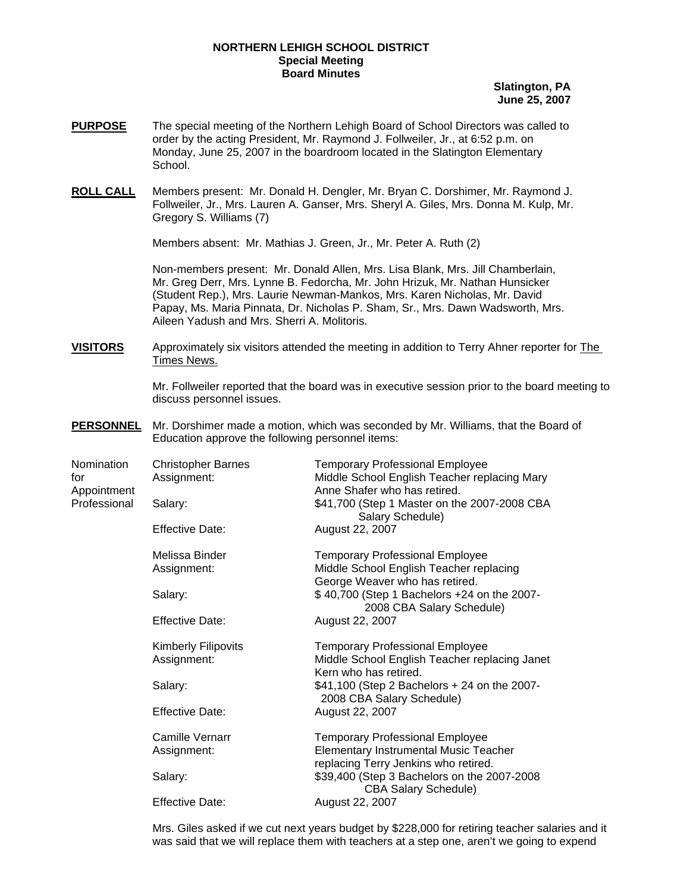**NORTHERN LEHIGH SCHOOL DISTRICT**
**Special Meeting**
**Board Minutes**

**Slatington, PA**
**June 25, 2007**

**PURPOSE** The special meeting of the Northern Lehigh Board of School Directors was called to order by the acting President, Mr. Raymond J. Follweiler, Jr., at 6:52 p.m. on Monday, June 25, 2007 in the boardroom located in the Slatington Elementary School.

**ROLL CALL** Members present: Mr. Donald H. Dengler, Mr. Bryan C. Dorshimer, Mr. Raymond J. Follweiler, Jr., Mrs. Lauren A. Ganser, Mrs. Sheryl A. Giles, Mrs. Donna M. Kulp, Mr. Gregory S. Williams (7)

Members absent: Mr. Mathias J. Green, Jr., Mr. Peter A. Ruth (2)

Non-members present: Mr. Donald Allen, Mrs. Lisa Blank, Mrs. Jill Chamberlain, Mr. Greg Derr, Mrs. Lynne B. Fedorcha, Mr. John Hrizuk, Mr. Nathan Hunsicker (Student Rep.), Mrs. Laurie Newman-Mankos, Mrs. Karen Nicholas, Mr. David Papay, Ms. Maria Pinnata, Dr. Nicholas P. Sham, Sr., Mrs. Dawn Wadsworth, Mrs. Aileen Yadush and Mrs. Sherri A. Molitoris.

**VISITORS** Approximately six visitors attended the meeting in addition to Terry Ahner reporter for The Times News.

Mr. Follweiler reported that the board was in executive session prior to the board meeting to discuss personnel issues.

**PERSONNEL** Mr. Dorshimer made a motion, which was seconded by Mr. Williams, that the Board of Education approve the following personnel items:

Nomination for Appointment Professional

| | |
|---|---|
| Christopher Barnes | Temporary Professional Employee |
| Assignment: | Middle School English Teacher replacing Mary Anne Shafer who has retired. |
| Salary: | $41,700 (Step 1 Master on the 2007-2008 CBA Salary Schedule) |
| Effective Date: | August 22, 2007 |
| | |
| Melissa Binder | Temporary Professional Employee |
| Assignment: | Middle School English Teacher replacing George Weaver who has retired. |
| Salary: | $ 40,700 (Step 1 Bachelors +24 on the 2007-2008 CBA Salary Schedule) |
| Effective Date: | August 22, 2007 |
| | |
| Kimberly Filipovits | Temporary Professional Employee |
| Assignment: | Middle School English Teacher replacing Janet Kern who has retired. |
| Salary: | $41,100 (Step 2 Bachelors + 24 on the 2007-2008 CBA Salary Schedule) |
| Effective Date: | August 22, 2007 |
| | |
| Camille Vernarr | Temporary Professional Employee |
| Assignment: | Elementary Instrumental Music Teacher replacing Terry Jenkins who retired. |
| Salary: | $39,400 (Step 3 Bachelors on the 2007-2008 CBA Salary Schedule) |
| Effective Date: | August 22, 2007 |

Mrs. Giles asked if we cut next years budget by $228,000 for retiring teacher salaries and it was said that we will replace them with teachers at a step one, aren't we going to expend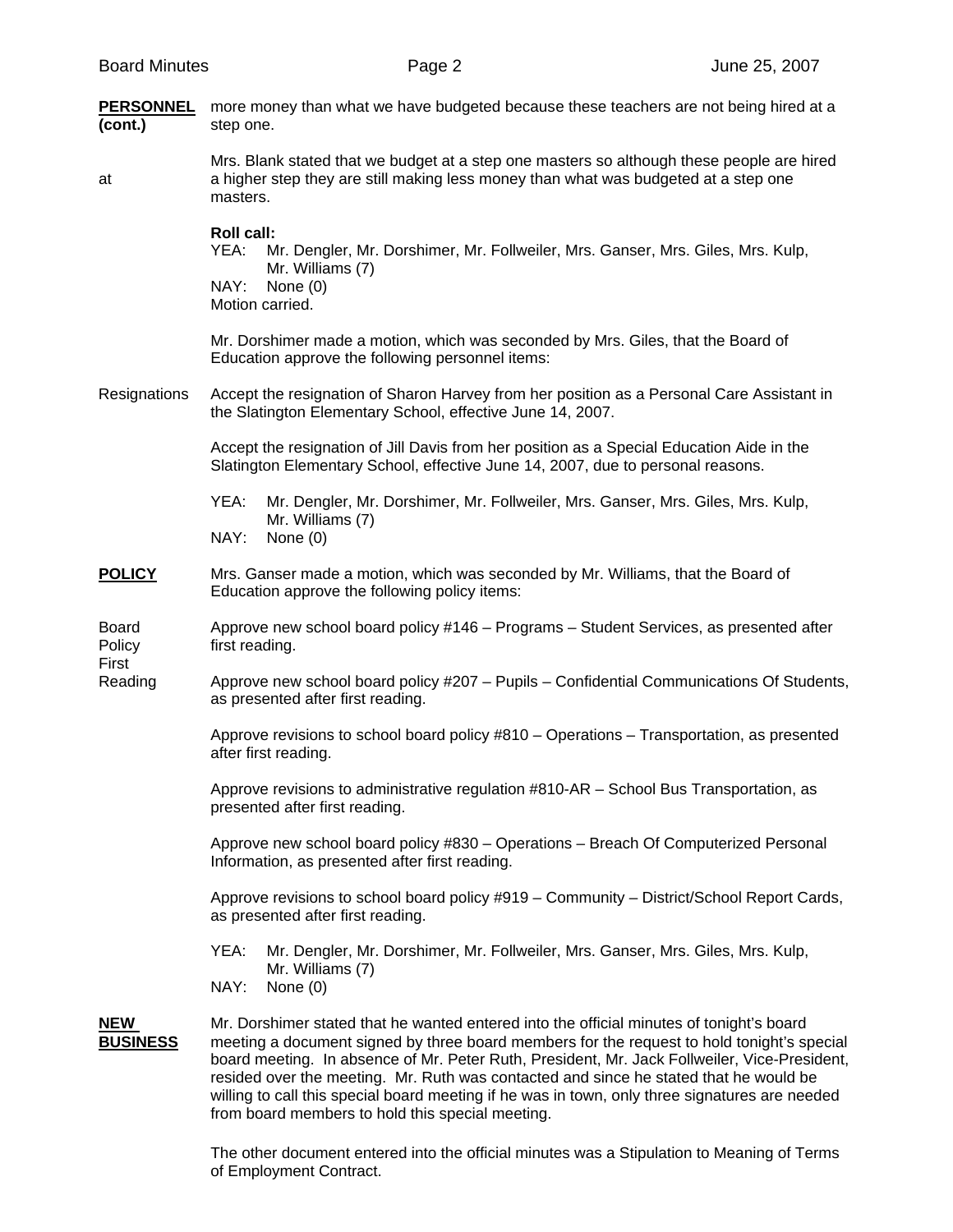**PERSONNEL (cont.)**

more money than what we have budgeted because these teachers are not being hired at a step one.

Mrs. Blank stated that we budget at a step one masters so although these people are hired at a higher step they are still making less money than what was budgeted at a step one masters.

**Roll call:**
YEA: Mr. Dengler, Mr. Dorshimer, Mr. Follweiler, Mrs. Ganser, Mrs. Giles, Mrs. Kulp, Mr. Williams (7)
NAY: None (0)
Motion carried.

Mr. Dorshimer made a motion, which was seconded by Mrs. Giles, that the Board of Education approve the following personnel items:

Resignations

Accept the resignation of Sharon Harvey from her position as a Personal Care Assistant in the Slatington Elementary School, effective June 14, 2007.

Accept the resignation of Jill Davis from her position as a Special Education Aide in the Slatington Elementary School, effective June 14, 2007, due to personal reasons.

YEA: Mr. Dengler, Mr. Dorshimer, Mr. Follweiler, Mrs. Ganser, Mrs. Giles, Mrs. Kulp, Mr. Williams (7)
NAY: None (0)

**POLICY**

Mrs. Ganser made a motion, which was seconded by Mr. Williams, that the Board of Education approve the following policy items:

Board Policy First Reading

Approve new school board policy #146 – Programs – Student Services, as presented after first reading.

Approve new school board policy #207 – Pupils – Confidential Communications Of Students, as presented after first reading.

Approve revisions to school board policy #810 – Operations – Transportation, as presented after first reading.

Approve revisions to administrative regulation #810-AR – School Bus Transportation, as presented after first reading.

Approve new school board policy #830 – Operations – Breach Of Computerized Personal Information, as presented after first reading.

Approve revisions to school board policy #919 – Community – District/School Report Cards, as presented after first reading.

YEA: Mr. Dengler, Mr. Dorshimer, Mr. Follweiler, Mrs. Ganser, Mrs. Giles, Mrs. Kulp, Mr. Williams (7)
NAY: None (0)

**NEW BUSINESS**

Mr. Dorshimer stated that he wanted entered into the official minutes of tonight's board meeting a document signed by three board members for the request to hold tonight's special board meeting. In absence of Mr. Peter Ruth, President, Mr. Jack Follweiler, Vice-President, resided over the meeting. Mr. Ruth was contacted and since he stated that he would be willing to call this special board meeting if he was in town, only three signatures are needed from board members to hold this special meeting.

The other document entered into the official minutes was a Stipulation to Meaning of Terms of Employment Contract.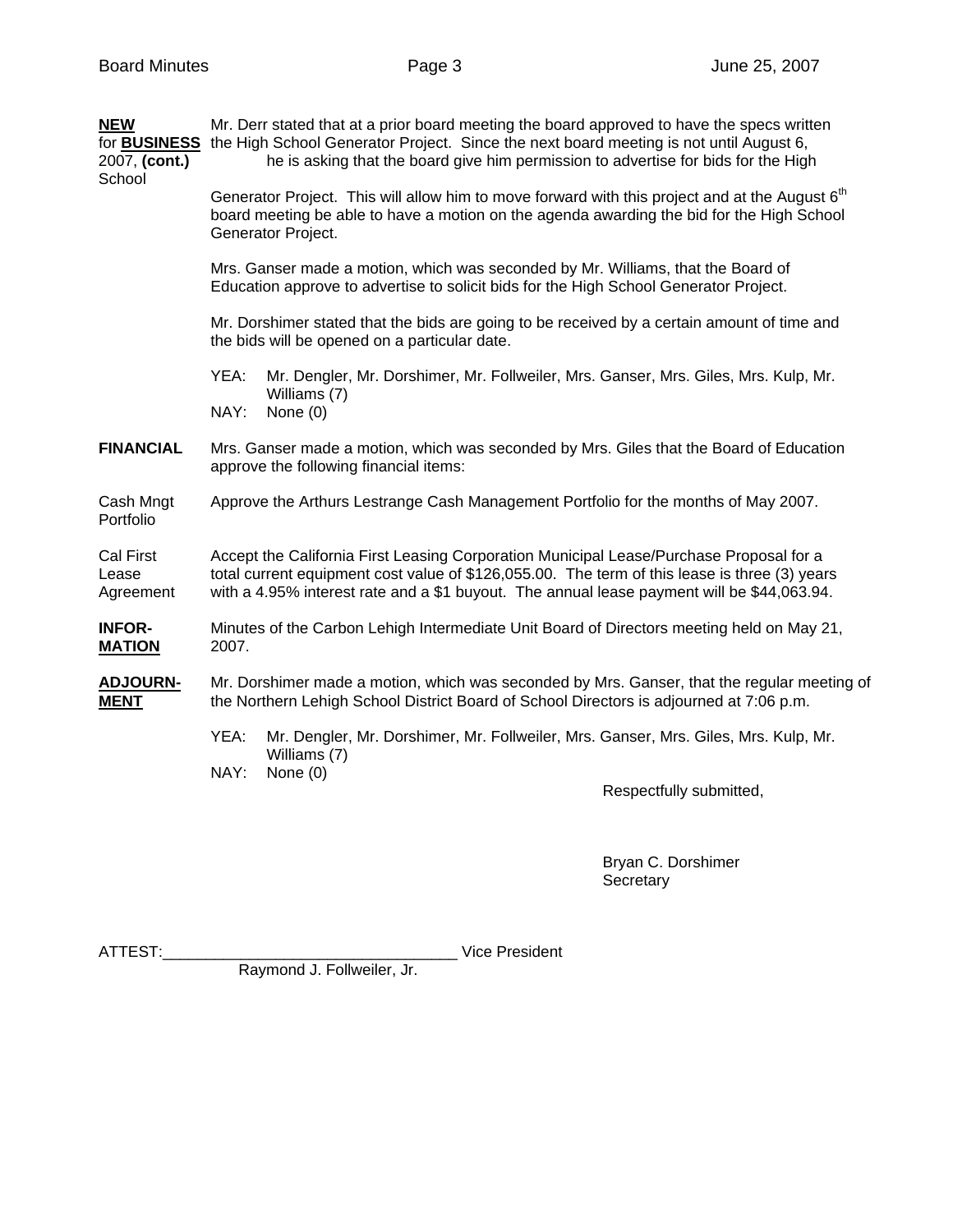**NEW BUSINESS (cont.)**

High School Generator Project

Mr. Derr stated that at a prior board meeting the board approved to have the specs written for the High School Generator Project. Since the next board meeting is not until August 6, 2007, he is asking that the board give him permission to advertise for bids for the High School Generator Project. This will allow him to move forward with this project and at the August 6th board meeting be able to have a motion on the agenda awarding the bid for the High School Generator Project.

Mrs. Ganser made a motion, which was seconded by Mr. Williams, that the Board of Education approve to advertise to solicit bids for the High School Generator Project.

Mr. Dorshimer stated that the bids are going to be received by a certain amount of time and the bids will be opened on a particular date.

YEA: Mr. Dengler, Mr. Dorshimer, Mr. Follweiler, Mrs. Ganser, Mrs. Giles, Mrs. Kulp, Mr. Williams (7)
NAY: None (0)

**FINANCIAL**

Mrs. Ganser made a motion, which was seconded by Mrs. Giles that the Board of Education approve the following financial items:

Cash Mngt Portfolio

Approve the Arthurs Lestrange Cash Management Portfolio for the months of May 2007.

Cal First Lease Agreement

Accept the California First Leasing Corporation Municipal Lease/Purchase Proposal for a total current equipment cost value of $126,055.00. The term of this lease is three (3) years with a 4.95% interest rate and a $1 buyout. The annual lease payment will be $44,063.94.

**INFORMATION**

Minutes of the Carbon Lehigh Intermediate Unit Board of Directors meeting held on May 21, 2007.

**ADJOURNMENT**

Mr. Dorshimer made a motion, which was seconded by Mrs. Ganser, that the regular meeting of the Northern Lehigh School District Board of School Directors is adjourned at 7:06 p.m.

YEA: Mr. Dengler, Mr. Dorshimer, Mr. Follweiler, Mrs. Ganser, Mrs. Giles, Mrs. Kulp, Mr. Williams (7)
NAY: None (0)

Respectfully submitted,

Bryan C. Dorshimer
Secretary

ATTEST:\_\_\_\_\_\_\_\_\_\_\_\_\_\_\_\_\_\_\_\_\_\_\_\_\_\_\_\_\_\_\_\_\_\_ Vice President
Raymond J. Follweiler, Jr.